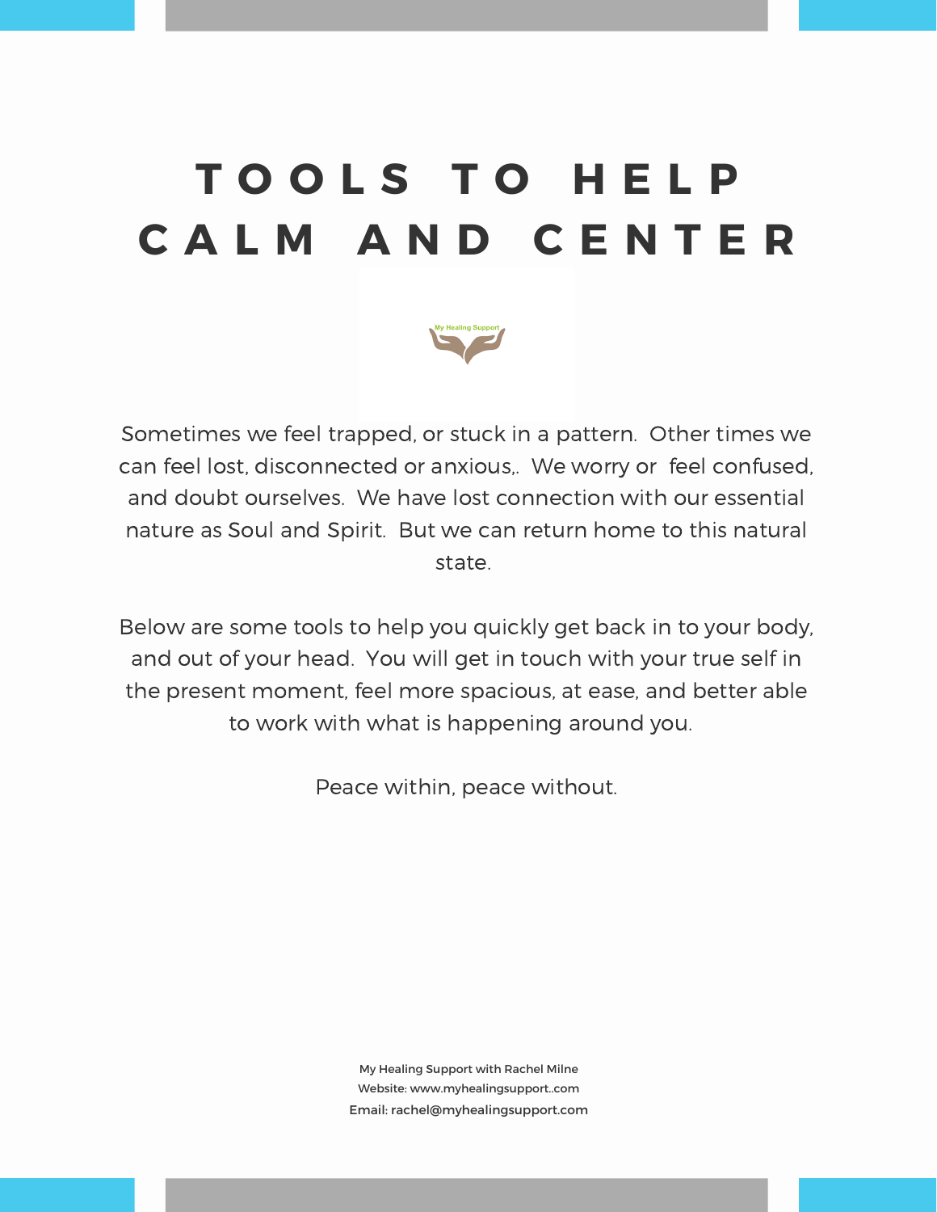# TOOLS TO HELP CALM AND CENTER

Sometimes we feel trapped, or stuck in a pattern.  Other times we can feel lost, disconnected or anxious,.  We worry or  feel confused, and doubt ourselves.  We have lost connection with our essential nature as Soul and Spirit.  But we can return home to this natural state.

Below are some tools to help you quickly get back in to your body, and out of your head.  You will get in touch with your true self in the present moment, feel more spacious, at ease, and better able to work with what is happening around you.

Peace within, peace without.

My Healing Support with Rachel Milne
Website: www.myhealingsupport..com
Email: rachel@myhealingsupport.com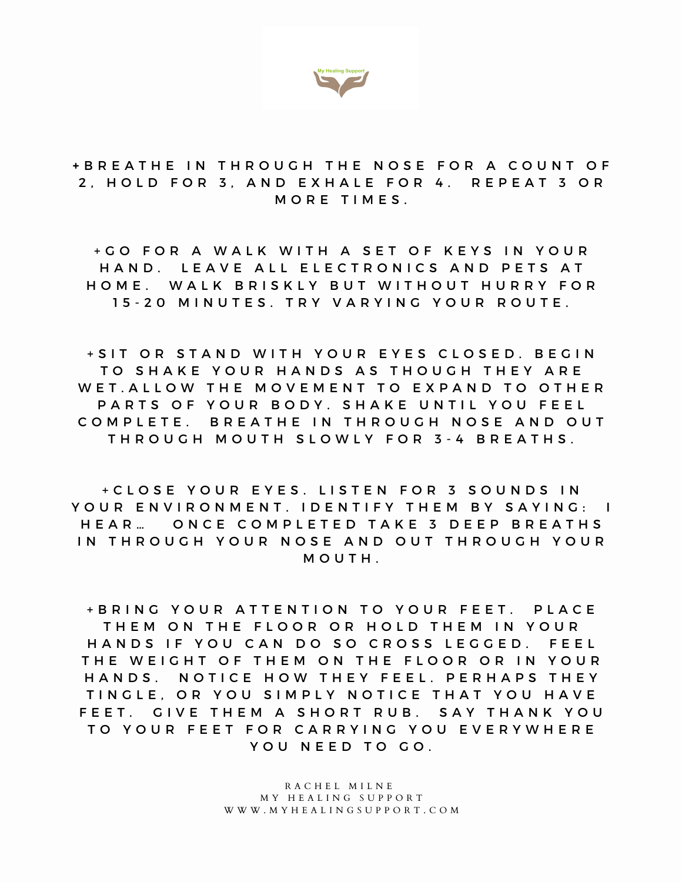My Healing Support

+BREATHE IN THROUGH THE NOSE FOR A COUNT OF 2, HOLD FOR 3, AND EXHALE FOR 4. REPEAT 3 OR MORE TIMES.

+GO FOR A WALK WITH A SET OF KEYS IN YOUR HAND. LEAVE ALL ELECTRONICS AND PETS AT HOME. WALK BRISKLY BUT WITHOUT HURRY FOR 15-20 MINUTES. TRY VARYING YOUR ROUTE.

+SIT OR STAND WITH YOUR EYES CLOSED. BEGIN TO SHAKE YOUR HANDS AS THOUGH THEY ARE WET.ALLOW THE MOVEMENT TO EXPAND TO OTHER PARTS OF YOUR BODY. SHAKE UNTIL YOU FEEL COMPLETE. BREATHE IN THROUGH NOSE AND OUT THROUGH MOUTH SLOWLY FOR 3-4 BREATHS.

+CLOSE YOUR EYES. LISTEN FOR 3 SOUNDS IN YOUR ENVIRONMENT. IDENTIFY THEM BY SAYING: I HEAR… ONCE COMPLETED TAKE 3 DEEP BREATHS IN THROUGH YOUR NOSE AND OUT THROUGH YOUR MOUTH.

+BRING YOUR ATTENTION TO YOUR FEET. PLACE THEM ON THE FLOOR OR HOLD THEM IN YOUR HANDS IF YOU CAN DO SO CROSS LEGGED. FEEL THE WEIGHT OF THEM ON THE FLOOR OR IN YOUR HANDS. NOTICE HOW THEY FEEL. PERHAPS THEY TINGLE, OR YOU SIMPLY NOTICE THAT YOU HAVE FEET. GIVE THEM A SHORT RUB. SAY THANK YOU TO YOUR FEET FOR CARRYING YOU EVERYWHERE YOU NEED TO GO.

RACHEL MILNE
MY HEALING SUPPORT
WWW.MYHEALINGSUPPORT.COM